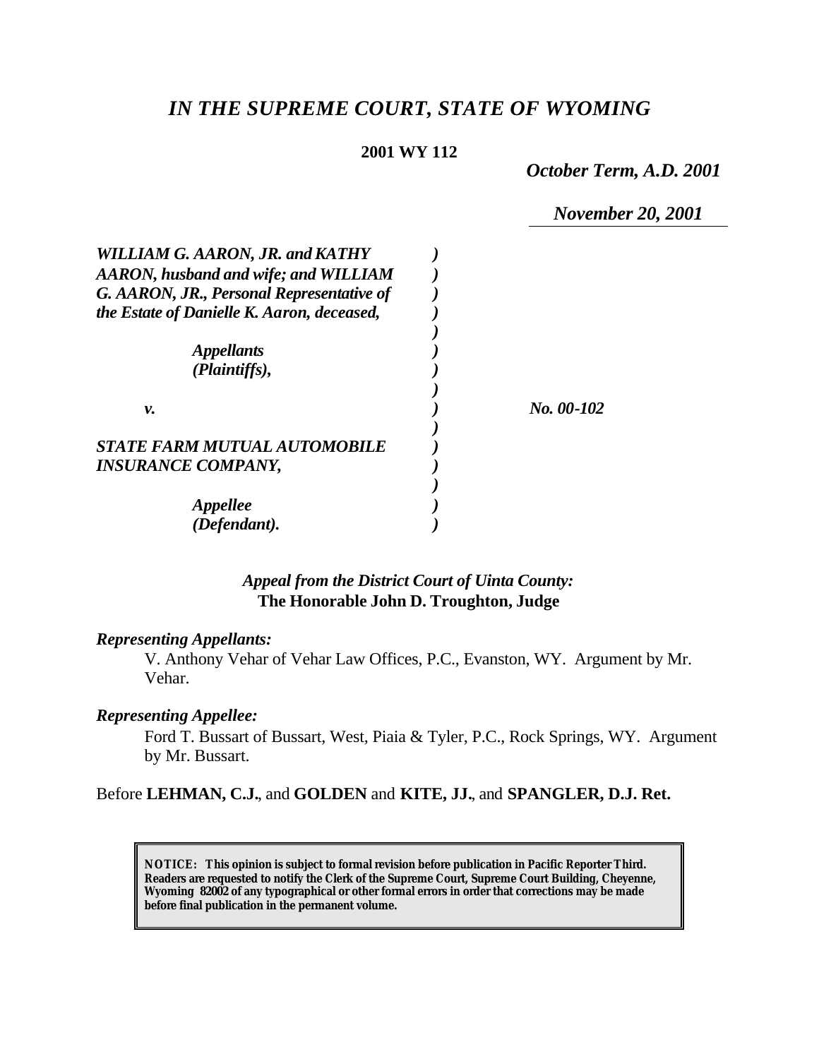# *IN THE SUPREME COURT, STATE OF WYOMING*

**2001 WY 112**

***October Term, A.D. 2001***

***November 20, 2001***

| | | |
|---|---|---|
| ***WILLIAM G. AARON, JR. and KATHY AARON, husband and wife; and WILLIAM G. AARON, JR., Personal Representative of the Estate of Danielle K. Aaron, deceased,*** | ***)*** | |
| ***Appellants (Plaintiffs),*** | ***)*** | |
| ***v.*** | ***)*** | ***No. 00-102*** |
| ***STATE FARM MUTUAL AUTOMOBILE INSURANCE COMPANY,*** | ***)*** | |
| ***Appellee (Defendant).*** | ***)*** | |

***Appeal from the District Court of Uinta County:***
**The Honorable John D. Troughton, Judge**

***Representing Appellants:***

V. Anthony Vehar of Vehar Law Offices, P.C., Evanston, WY. Argument by Mr. Vehar.

***Representing Appellee:***

Ford T. Bussart of Bussart, West, Piaia & Tyler, P.C., Rock Springs, WY. Argument by Mr. Bussart.

Before **LEHMAN, C.J.**, and **GOLDEN** and **KITE, JJ.**, and **SPANGLER, D.J. Ret.**

**NOTICE: This opinion is subject to formal revision before publication in Pacific Reporter Third. Readers are requested to notify the Clerk of the Supreme Court, Supreme Court Building, Cheyenne, Wyoming 82002 of any typographical or other formal errors in order that corrections may be made before final publication in the permanent volume.**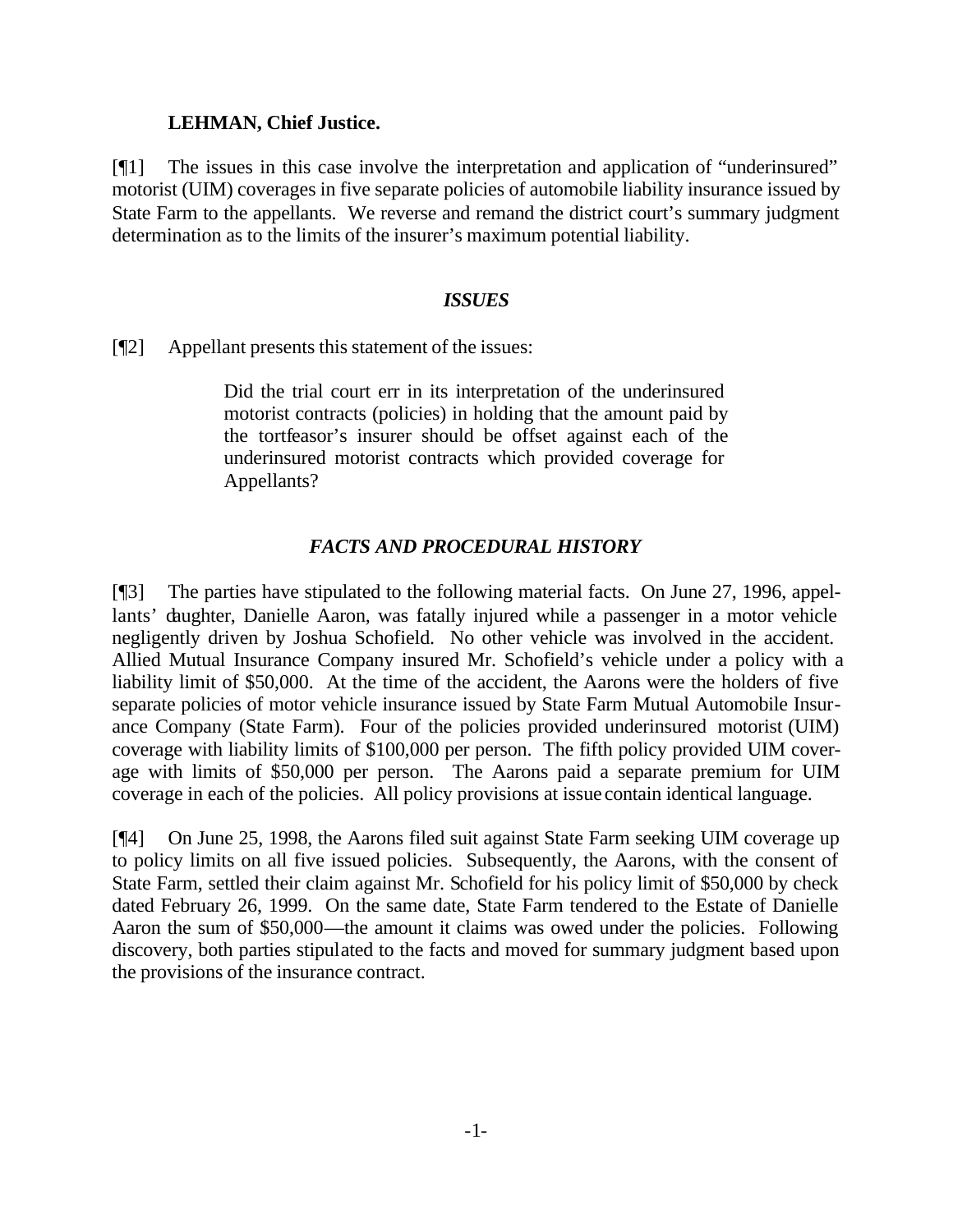**LEHMAN, Chief Justice.**

[¶1] The issues in this case involve the interpretation and application of "underinsured" motorist (UIM) coverages in five separate policies of automobile liability insurance issued by State Farm to the appellants. We reverse and remand the district court's summary judgment determination as to the limits of the insurer's maximum potential liability.

### *ISSUES*

[¶2] Appellant presents this statement of the issues:

> Did the trial court err in its interpretation of the underinsured motorist contracts (policies) in holding that the amount paid by the tortfeasor's insurer should be offset against each of the underinsured motorist contracts which provided coverage for Appellants?

### *FACTS AND PROCEDURAL HISTORY*

[¶3] The parties have stipulated to the following material facts. On June 27, 1996, appellants' daughter, Danielle Aaron, was fatally injured while a passenger in a motor vehicle negligently driven by Joshua Schofield. No other vehicle was involved in the accident. Allied Mutual Insurance Company insured Mr. Schofield's vehicle under a policy with a liability limit of $50,000. At the time of the accident, the Aarons were the holders of five separate policies of motor vehicle insurance issued by State Farm Mutual Automobile Insurance Company (State Farm). Four of the policies provided underinsured motorist (UIM) coverage with liability limits of $100,000 per person. The fifth policy provided UIM coverage with limits of $50,000 per person. The Aarons paid a separate premium for UIM coverage in each of the policies. All policy provisions at issue contain identical language.

[¶4] On June 25, 1998, the Aarons filed suit against State Farm seeking UIM coverage up to policy limits on all five issued policies. Subsequently, the Aarons, with the consent of State Farm, settled their claim against Mr. Schofield for his policy limit of $50,000 by check dated February 26, 1999. On the same date, State Farm tendered to the Estate of Danielle Aaron the sum of $50,000—the amount it claims was owed under the policies. Following discovery, both parties stipulated to the facts and moved for summary judgment based upon the provisions of the insurance contract.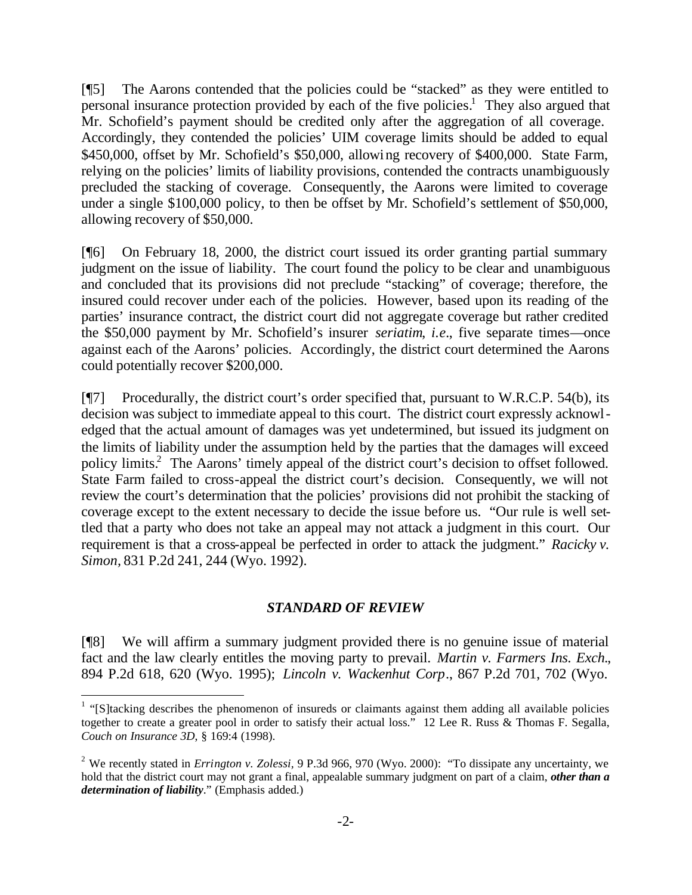[¶5] The Aarons contended that the policies could be "stacked" as they were entitled to personal insurance protection provided by each of the five policies.[1] They also argued that Mr. Schofield's payment should be credited only after the aggregation of all coverage. Accordingly, they contended the policies' UIM coverage limits should be added to equal \$450,000, offset by Mr. Schofield's \$50,000, allowing recovery of \$400,000. State Farm, relying on the policies' limits of liability provisions, contended the contracts unambiguously precluded the stacking of coverage. Consequently, the Aarons were limited to coverage under a single \$100,000 policy, to then be offset by Mr. Schofield's settlement of \$50,000, allowing recovery of \$50,000.

[¶6] On February 18, 2000, the district court issued its order granting partial summary judgment on the issue of liability. The court found the policy to be clear and unambiguous and concluded that its provisions did not preclude "stacking" of coverage; therefore, the insured could recover under each of the policies. However, based upon its reading of the parties' insurance contract, the district court did not aggregate coverage but rather credited the \$50,000 payment by Mr. Schofield's insurer *seriatim*, *i.e*., five separate times—once against each of the Aarons' policies. Accordingly, the district court determined the Aarons could potentially recover \$200,000.

[¶7] Procedurally, the district court's order specified that, pursuant to W.R.C.P. 54(b), its decision was subject to immediate appeal to this court. The district court expressly acknowledged that the actual amount of damages was yet undetermined, but issued its judgment on the limits of liability under the assumption held by the parties that the damages will exceed policy limits.[2] The Aarons' timely appeal of the district court's decision to offset followed. State Farm failed to cross-appeal the district court's decision. Consequently, we will not review the court's determination that the policies' provisions did not prohibit the stacking of coverage except to the extent necessary to decide the issue before us. "Our rule is well settled that a party who does not take an appeal may not attack a judgment in this court. Our requirement is that a cross-appeal be perfected in order to attack the judgment." *Racicky v. Simon*, 831 P.2d 241, 244 (Wyo. 1992).

### *STANDARD OF REVIEW*

[¶8] We will affirm a summary judgment provided there is no genuine issue of material fact and the law clearly entitles the moving party to prevail. *Martin v. Farmers Ins. Exch*., 894 P.2d 618, 620 (Wyo. 1995); *Lincoln v. Wackenhut Corp*., 867 P.2d 701, 702 (Wyo.

---

[1] "[S]tacking describes the phenomenon of insureds or claimants against them adding all available policies together to create a greater pool in order to satisfy their actual loss." 12 Lee R. Russ & Thomas F. Segalla, *Couch on Insurance 3D,* § 169:4 (1998).

[2] We recently stated in *Errington v. Zolessi*, 9 P.3d 966, 970 (Wyo. 2000): "To dissipate any uncertainty, we hold that the district court may not grant a final, appealable summary judgment on part of a claim, ***other than a determination of liability***." (Emphasis added.)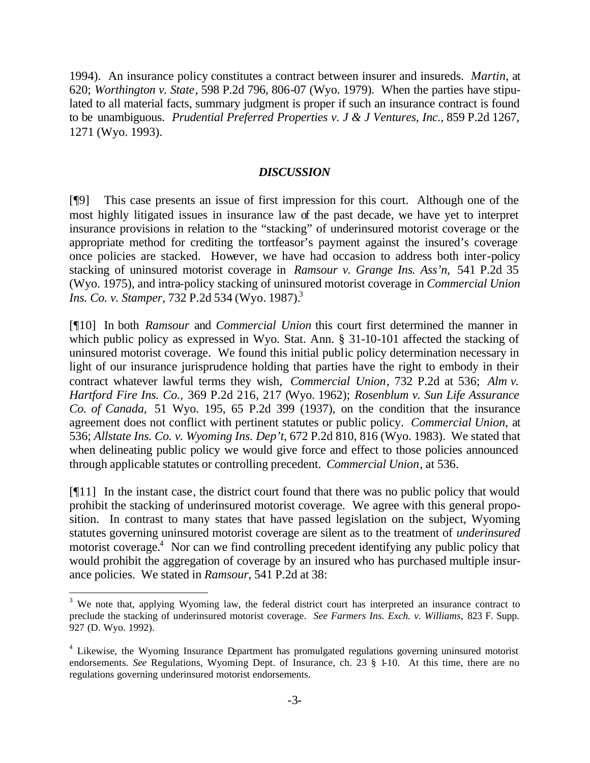1994). An insurance policy constitutes a contract between insurer and insureds. *Martin*, at 620; *Worthington v. State*, 598 P.2d 796, 806-07 (Wyo. 1979). When the parties have stipulated to all material facts, summary judgment is proper if such an insurance contract is found to be unambiguous. *Prudential Preferred Properties v. J & J Ventures, Inc.*, 859 P.2d 1267, 1271 (Wyo. 1993).

## *DISCUSSION*

[¶9] This case presents an issue of first impression for this court. Although one of the most highly litigated issues in insurance law of the past decade, we have yet to interpret insurance provisions in relation to the "stacking" of underinsured motorist coverage or the appropriate method for crediting the tortfeasor's payment against the insured's coverage once policies are stacked. However, we have had occasion to address both inter-policy stacking of uninsured motorist coverage in *Ramsour v. Grange Ins. Ass'n*, 541 P.2d 35 (Wyo. 1975), and intra-policy stacking of uninsured motorist coverage in *Commercial Union Ins. Co. v. Stamper*, 732 P.2d 534 (Wyo. 1987).[3]

[¶10] In both *Ramsour* and *Commercial Union* this court first determined the manner in which public policy as expressed in Wyo. Stat. Ann. § 31-10-101 affected the stacking of uninsured motorist coverage. We found this initial public policy determination necessary in light of our insurance jurisprudence holding that parties have the right to embody in their contract whatever lawful terms they wish, *Commercial Union*, 732 P.2d at 536; *Alm v. Hartford Fire Ins. Co.*, 369 P.2d 216, 217 (Wyo. 1962); *Rosenblum v. Sun Life Assurance Co. of Canada*, 51 Wyo. 195, 65 P.2d 399 (1937), on the condition that the insurance agreement does not conflict with pertinent statutes or public policy. *Commercial Union*, at 536; *Allstate Ins. Co. v. Wyoming Ins. Dep't*, 672 P.2d 810, 816 (Wyo. 1983). We stated that when delineating public policy we would give force and effect to those policies announced through applicable statutes or controlling precedent. *Commercial Union*, at 536.

[¶11] In the instant case, the district court found that there was no public policy that would prohibit the stacking of underinsured motorist coverage. We agree with this general proposition. In contrast to many states that have passed legislation on the subject, Wyoming statutes governing uninsured motorist coverage are silent as to the treatment of *underinsured* motorist coverage.[4] Nor can we find controlling precedent identifying any public policy that would prohibit the aggregation of coverage by an insured who has purchased multiple insurance policies. We stated in *Ramsour*, 541 P.2d at 38:

---

[3] We note that, applying Wyoming law, the federal district court has interpreted an insurance contract to preclude the stacking of underinsured motorist coverage. *See Farmers Ins. Exch. v. Williams*, 823 F. Supp. 927 (D. Wyo. 1992).

[4] Likewise, the Wyoming Insurance Department has promulgated regulations governing uninsured motorist endorsements. *See* Regulations, Wyoming Dept. of Insurance, ch. 23 § 1-10. At this time, there are no regulations governing underinsured motorist endorsements.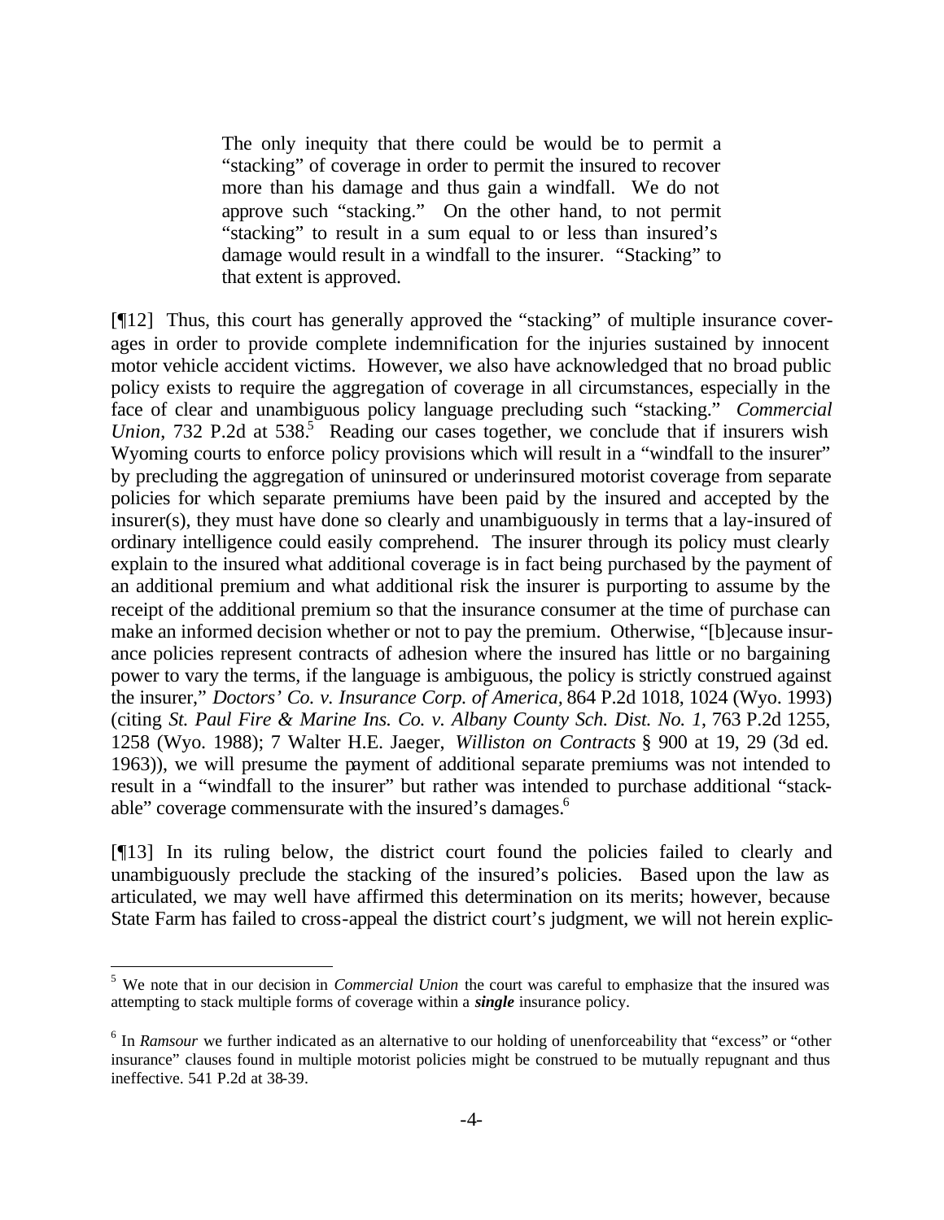> The only inequity that there could be would be to permit a "stacking" of coverage in order to permit the insured to recover more than his damage and thus gain a windfall. We do not approve such "stacking." On the other hand, to not permit "stacking" to result in a sum equal to or less than insured's damage would result in a windfall to the insurer. "Stacking" to that extent is approved.

[¶12] Thus, this court has generally approved the "stacking" of multiple insurance coverages in order to provide complete indemnification for the injuries sustained by innocent motor vehicle accident victims. However, we also have acknowledged that no broad public policy exists to require the aggregation of coverage in all circumstances, especially in the face of clear and unambiguous policy language precluding such "stacking." *Commercial Union*, 732 P.2d at 538.[5] Reading our cases together, we conclude that if insurers wish Wyoming courts to enforce policy provisions which will result in a "windfall to the insurer" by precluding the aggregation of uninsured or underinsured motorist coverage from separate policies for which separate premiums have been paid by the insured and accepted by the insurer(s), they must have done so clearly and unambiguously in terms that a lay-insured of ordinary intelligence could easily comprehend. The insurer through its policy must clearly explain to the insured what additional coverage is in fact being purchased by the payment of an additional premium and what additional risk the insurer is purporting to assume by the receipt of the additional premium so that the insurance consumer at the time of purchase can make an informed decision whether or not to pay the premium. Otherwise, "[b]ecause insurance policies represent contracts of adhesion where the insured has little or no bargaining power to vary the terms, if the language is ambiguous, the policy is strictly construed against the insurer," *Doctors' Co. v. Insurance Corp. of America*, 864 P.2d 1018, 1024 (Wyo. 1993) (citing *St. Paul Fire & Marine Ins. Co. v. Albany County Sch. Dist. No. 1*, 763 P.2d 1255, 1258 (Wyo. 1988); 7 Walter H.E. Jaeger, *Williston on Contracts* § 900 at 19, 29 (3d ed. 1963)), we will presume the payment of additional separate premiums was not intended to result in a "windfall to the insurer" but rather was intended to purchase additional "stackable" coverage commensurate with the insured's damages.[6]

[¶13] In its ruling below, the district court found the policies failed to clearly and unambiguously preclude the stacking of the insured's policies. Based upon the law as articulated, we may well have affirmed this determination on its merits; however, because State Farm has failed to cross-appeal the district court's judgment, we will not herein explic-

---

[5] We note that in our decision in *Commercial Union* the court was careful to emphasize that the insured was attempting to stack multiple forms of coverage within a ***single*** insurance policy.

[6] In *Ramsour* we further indicated as an alternative to our holding of unenforceability that "excess" or "other insurance" clauses found in multiple motorist policies might be construed to be mutually repugnant and thus ineffective. 541 P.2d at 38-39.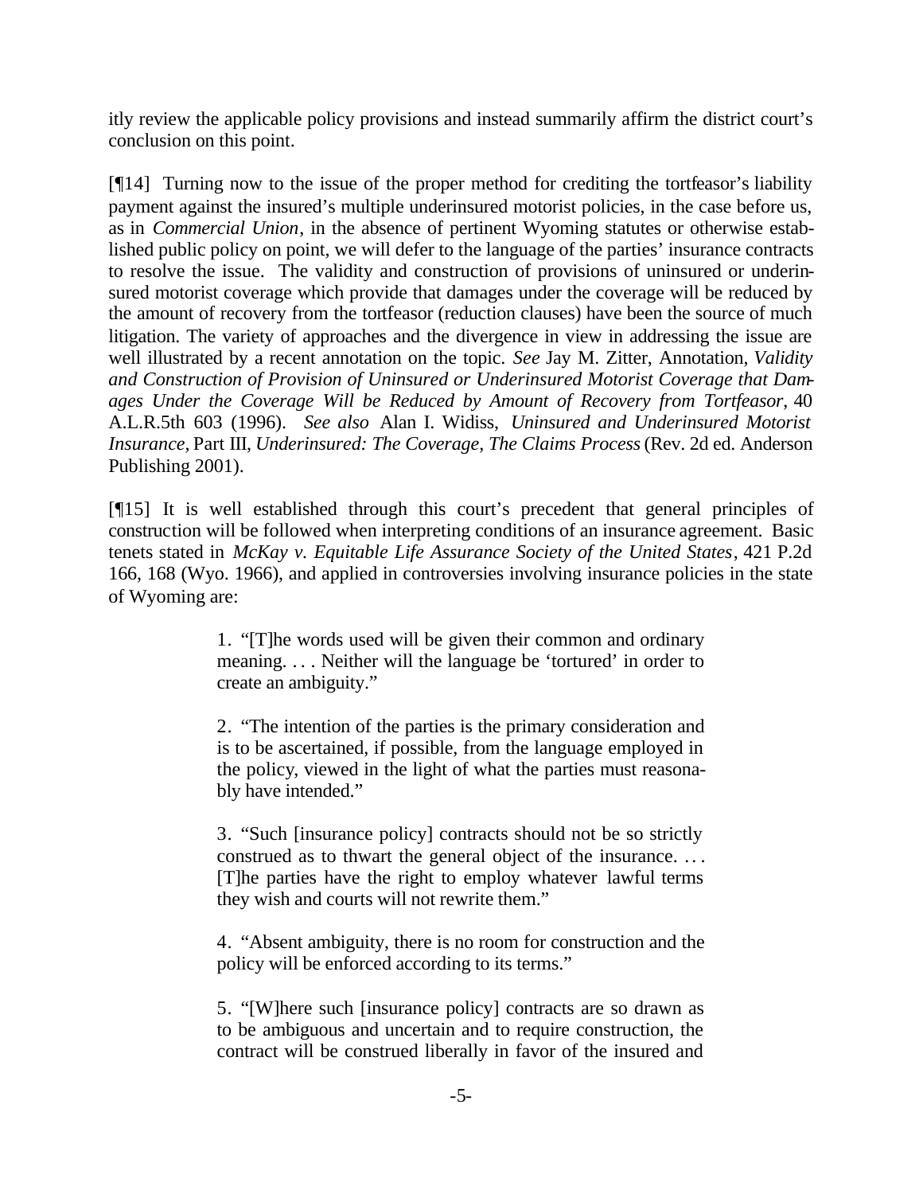itly review the applicable policy provisions and instead summarily affirm the district court's conclusion on this point.

[¶14] Turning now to the issue of the proper method for crediting the tortfeasor's liability payment against the insured's multiple underinsured motorist policies, in the case before us, as in *Commercial Union*, in the absence of pertinent Wyoming statutes or otherwise established public policy on point, we will defer to the language of the parties' insurance contracts to resolve the issue. The validity and construction of provisions of uninsured or underinsured motorist coverage which provide that damages under the coverage will be reduced by the amount of recovery from the tortfeasor (reduction clauses) have been the source of much litigation. The variety of approaches and the divergence in view in addressing the issue are well illustrated by a recent annotation on the topic. *See* Jay M. Zitter, Annotation, *Validity and Construction of Provision of Uninsured or Underinsured Motorist Coverage that Damages Under the Coverage Will be Reduced by Amount of Recovery from Tortfeasor*, 40 A.L.R.5th 603 (1996). *See also* Alan I. Widiss, *Uninsured and Underinsured Motorist Insurance,* Part III, *Underinsured: The Coverage, The Claims Process* (Rev. 2d ed. Anderson Publishing 2001).

[¶15] It is well established through this court's precedent that general principles of construction will be followed when interpreting conditions of an insurance agreement. Basic tenets stated in *McKay v. Equitable Life Assurance Society of the United States*, 421 P.2d 166, 168 (Wyo. 1966), and applied in controversies involving insurance policies in the state of Wyoming are:

> 1. "[T]he words used will be given their common and ordinary meaning. . . . Neither will the language be 'tortured' in order to create an ambiguity."
>
> 2. "The intention of the parties is the primary consideration and is to be ascertained, if possible, from the language employed in the policy, viewed in the light of what the parties must reasonably have intended."
>
> 3. "Such [insurance policy] contracts should not be so strictly construed as to thwart the general object of the insurance. . . . [T]he parties have the right to employ whatever lawful terms they wish and courts will not rewrite them."
>
> 4. "Absent ambiguity, there is no room for construction and the policy will be enforced according to its terms."
>
> 5. "[W]here such [insurance policy] contracts are so drawn as to be ambiguous and uncertain and to require construction, the contract will be construed liberally in favor of the insured and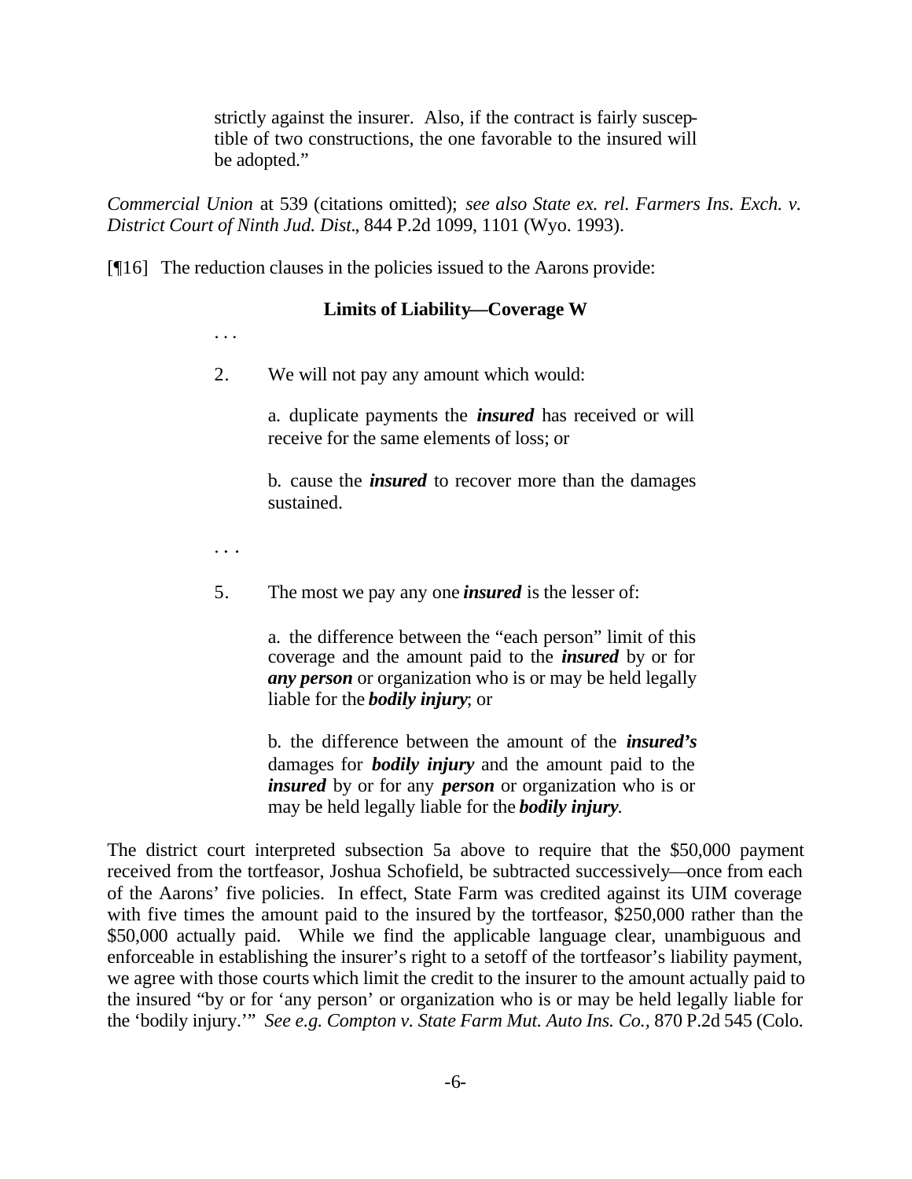> strictly against the insurer. Also, if the contract is fairly susceptible of two constructions, the one favorable to the insured will be adopted."

*Commercial Union* at 539 (citations omitted); *see also State ex. rel. Farmers Ins. Exch. v. District Court of Ninth Jud. Dist.*, 844 P.2d 1099, 1101 (Wyo. 1993).

[¶16] The reduction clauses in the policies issued to the Aarons provide:

> **Limits of Liability—Coverage W**
>
> . . .
>
> 2. We will not pay any amount which would:
>
>    a. duplicate payments the ***insured*** has received or will receive for the same elements of loss; or
>
>    b. cause the ***insured*** to recover more than the damages sustained.
>
> . . .
>
> 5. The most we pay any one ***insured*** is the lesser of:
>
>    a. the difference between the "each person" limit of this coverage and the amount paid to the ***insured*** by or for ***any person*** or organization who is or may be held legally liable for the ***bodily injury***; or
>
>    b. the difference between the amount of the ***insured's*** damages for ***bodily injury*** and the amount paid to the ***insured*** by or for any ***person*** or organization who is or may be held legally liable for the ***bodily injury***.

The district court interpreted subsection 5a above to require that the $50,000 payment received from the tortfeasor, Joshua Schofield, be subtracted successively—once from each of the Aarons' five policies. In effect, State Farm was credited against its UIM coverage with five times the amount paid to the insured by the tortfeasor, $250,000 rather than the $50,000 actually paid. While we find the applicable language clear, unambiguous and enforceable in establishing the insurer's right to a setoff of the tortfeasor's liability payment, we agree with those courts which limit the credit to the insurer to the amount actually paid to the insured "by or for 'any person' or organization who is or may be held legally liable for the 'bodily injury.'" *See e.g. Compton v. State Farm Mut. Auto Ins. Co.*, 870 P.2d 545 (Colo.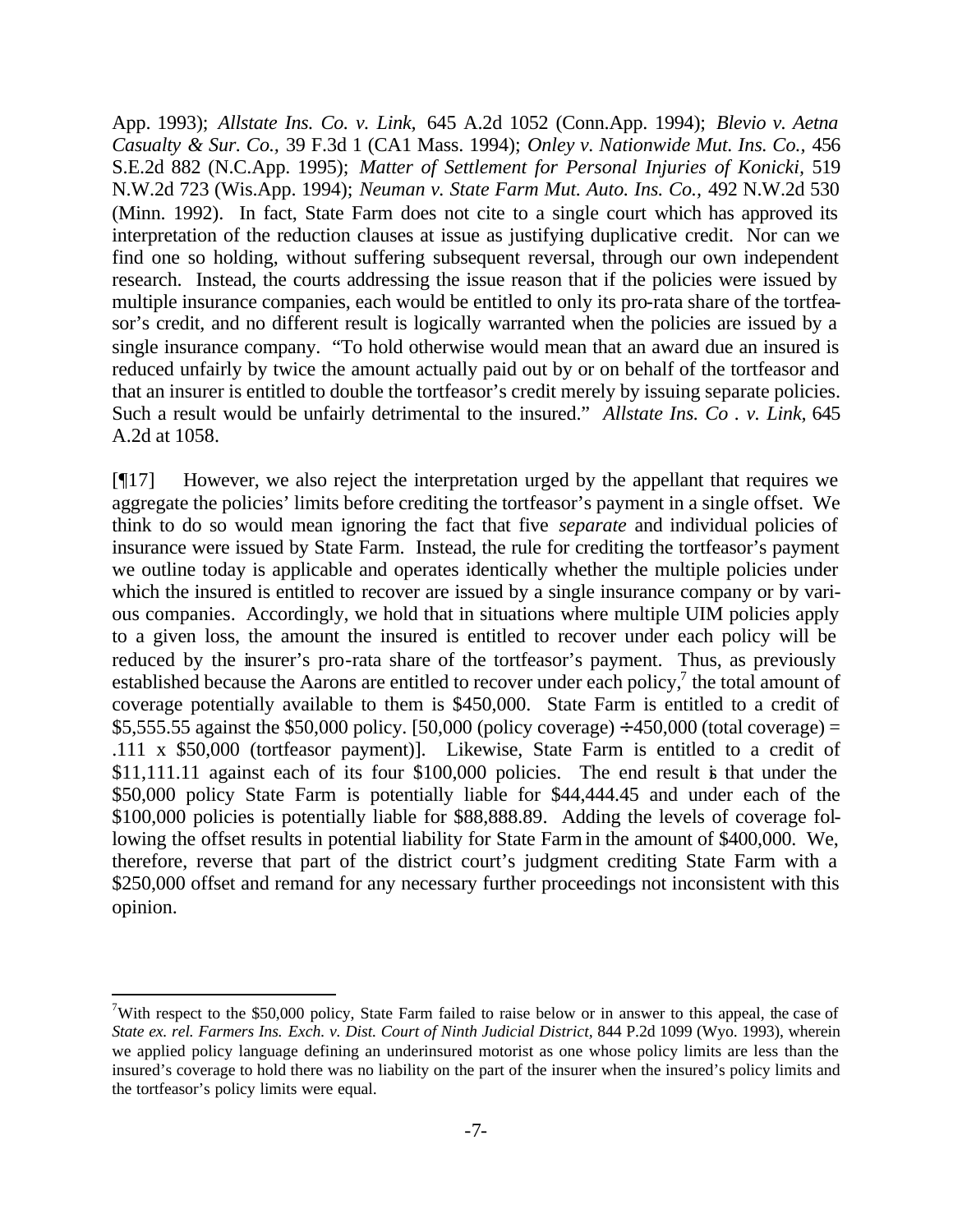App. 1993); *Allstate Ins. Co. v. Link,* 645 A.2d 1052 (Conn.App. 1994); *Blevio v. Aetna Casualty & Sur. Co.,* 39 F.3d 1 (CA1 Mass. 1994); *Onley v. Nationwide Mut. Ins. Co.*, 456 S.E.2d 882 (N.C.App. 1995); *Matter of Settlement for Personal Injuries of Konicki,* 519 N.W.2d 723 (Wis.App. 1994); *Neuman v. State Farm Mut. Auto. Ins. Co.*, 492 N.W.2d 530 (Minn. 1992). In fact, State Farm does not cite to a single court which has approved its interpretation of the reduction clauses at issue as justifying duplicative credit. Nor can we find one so holding, without suffering subsequent reversal, through our own independent research. Instead, the courts addressing the issue reason that if the policies were issued by multiple insurance companies, each would be entitled to only its pro-rata share of the tortfeasor's credit, and no different result is logically warranted when the policies are issued by a single insurance company. "To hold otherwise would mean that an award due an insured is reduced unfairly by twice the amount actually paid out by or on behalf of the tortfeasor and that an insurer is entitled to double the tortfeasor's credit merely by issuing separate policies. Such a result would be unfairly detrimental to the insured." *Allstate Ins. Co . v. Link,* 645 A.2d at 1058.

[¶17] However, we also reject the interpretation urged by the appellant that requires we aggregate the policies' limits before crediting the tortfeasor's payment in a single offset. We think to do so would mean ignoring the fact that five *separate* and individual policies of insurance were issued by State Farm. Instead, the rule for crediting the tortfeasor's payment we outline today is applicable and operates identically whether the multiple policies under which the insured is entitled to recover are issued by a single insurance company or by various companies. Accordingly, we hold that in situations where multiple UIM policies apply to a given loss, the amount the insured is entitled to recover under each policy will be reduced by the insurer's pro-rata share of the tortfeasor's payment. Thus, as previously established because the Aarons are entitled to recover under each policy,[7] the total amount of coverage potentially available to them is $450,000. State Farm is entitled to a credit of $5,555.55 against the $50,000 policy. [50,000 (policy coverage) ÷ 450,000 (total coverage) = .111 x $50,000 (tortfeasor payment)]. Likewise, State Farm is entitled to a credit of $11,111.11 against each of its four $100,000 policies. The end result is that under the $50,000 policy State Farm is potentially liable for $44,444.45 and under each of the $100,000 policies is potentially liable for $88,888.89. Adding the levels of coverage following the offset results in potential liability for State Farm in the amount of $400,000. We, therefore, reverse that part of the district court's judgment crediting State Farm with a $250,000 offset and remand for any necessary further proceedings not inconsistent with this opinion.

---

[7] With respect to the $50,000 policy, State Farm failed to raise below or in answer to this appeal, the case of *State ex. rel. Farmers Ins. Exch. v. Dist. Court of Ninth Judicial District,* 844 P.2d 1099 (Wyo. 1993), wherein we applied policy language defining an underinsured motorist as one whose policy limits are less than the insured's coverage to hold there was no liability on the part of the insurer when the insured's policy limits and the tortfeasor's policy limits were equal.